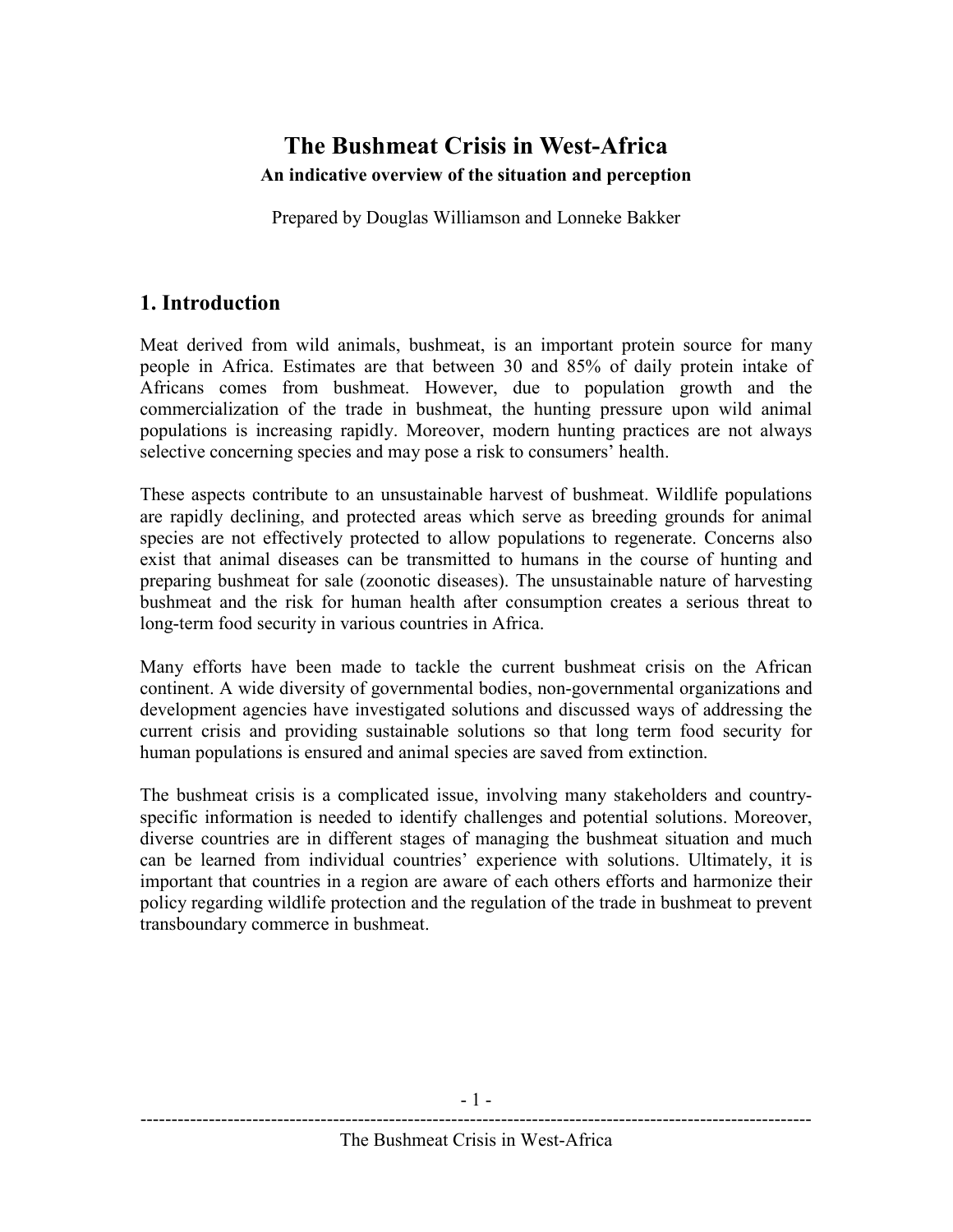# The Bushmeat Crisis in West-Africa

**An indicative overview of the situation and perception**

Prepared by Douglas Williamson and Lonneke Bakker

## 1. Introduction

Meat derived from wild animals, bushmeat, is an important protein source for many people in Africa. Estimates are that between 30 and 85% of daily protein intake of Africans comes from bushmeat. However, due to population growth and the commercialization of the trade in bushmeat, the hunting pressure upon wild animal populations is increasing rapidly. Moreover, modern hunting practices are not always selective concerning species and may pose a risk to consumers' health.

These aspects contribute to an unsustainable harvest of bushmeat. Wildlife populations are rapidly declining, and protected areas which serve as breeding grounds for animal species are not effectively protected to allow populations to regenerate. Concerns also exist that animal diseases can be transmitted to humans in the course of hunting and preparing bushmeat for sale (zoonotic diseases). The unsustainable nature of harvesting bushmeat and the risk for human health after consumption creates a serious threat to long-term food security in various countries in Africa.

Many efforts have been made to tackle the current bushmeat crisis on the African continent. A wide diversity of governmental bodies, non-governmental organizations and development agencies have investigated solutions and discussed ways of addressing the current crisis and providing sustainable solutions so that long term food security for human populations is ensured and animal species are saved from extinction.

The bushmeat crisis is a complicated issue, involving many stakeholders and country-specific information is needed to identify challenges and potential solutions. Moreover, diverse countries are in different stages of managing the bushmeat situation and much can be learned from individual countries' experience with solutions. Ultimately, it is important that countries in a region are aware of each others efforts and harmonize their policy regarding wildlife protection and the regulation of the trade in bushmeat to prevent transboundary commerce in bushmeat.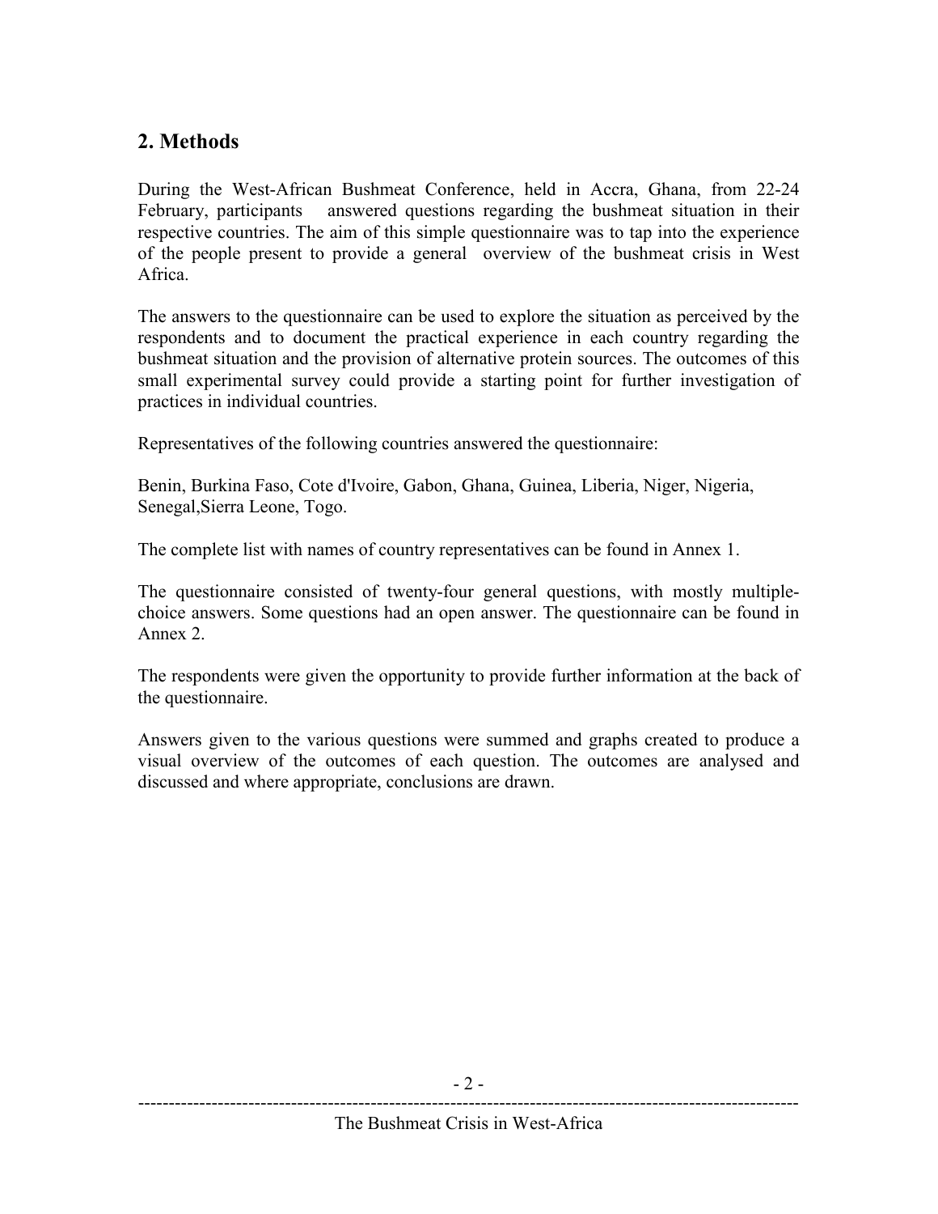## 2. Methods

During the West-African Bushmeat Conference, held in Accra, Ghana, from 22-24 February, participants answered questions regarding the bushmeat situation in their respective countries. The aim of this simple questionnaire was to tap into the experience of the people present to provide a general overview of the bushmeat crisis in West Africa.

The answers to the questionnaire can be used to explore the situation as perceived by the respondents and to document the practical experience in each country regarding the bushmeat situation and the provision of alternative protein sources. The outcomes of this small experimental survey could provide a starting point for further investigation of practices in individual countries.

Representatives of the following countries answered the questionnaire:

Benin, Burkina Faso, Cote d'Ivoire, Gabon, Ghana, Guinea, Liberia, Niger, Nigeria, Senegal,Sierra Leone, Togo.

The complete list with names of country representatives can be found in Annex 1.

The questionnaire consisted of twenty-four general questions, with mostly multiple-choice answers. Some questions had an open answer. The questionnaire can be found in Annex 2.

The respondents were given the opportunity to provide further information at the back of the questionnaire.

Answers given to the various questions were summed and graphs created to produce a visual overview of the outcomes of each question. The outcomes are analysed and discussed and where appropriate, conclusions are drawn.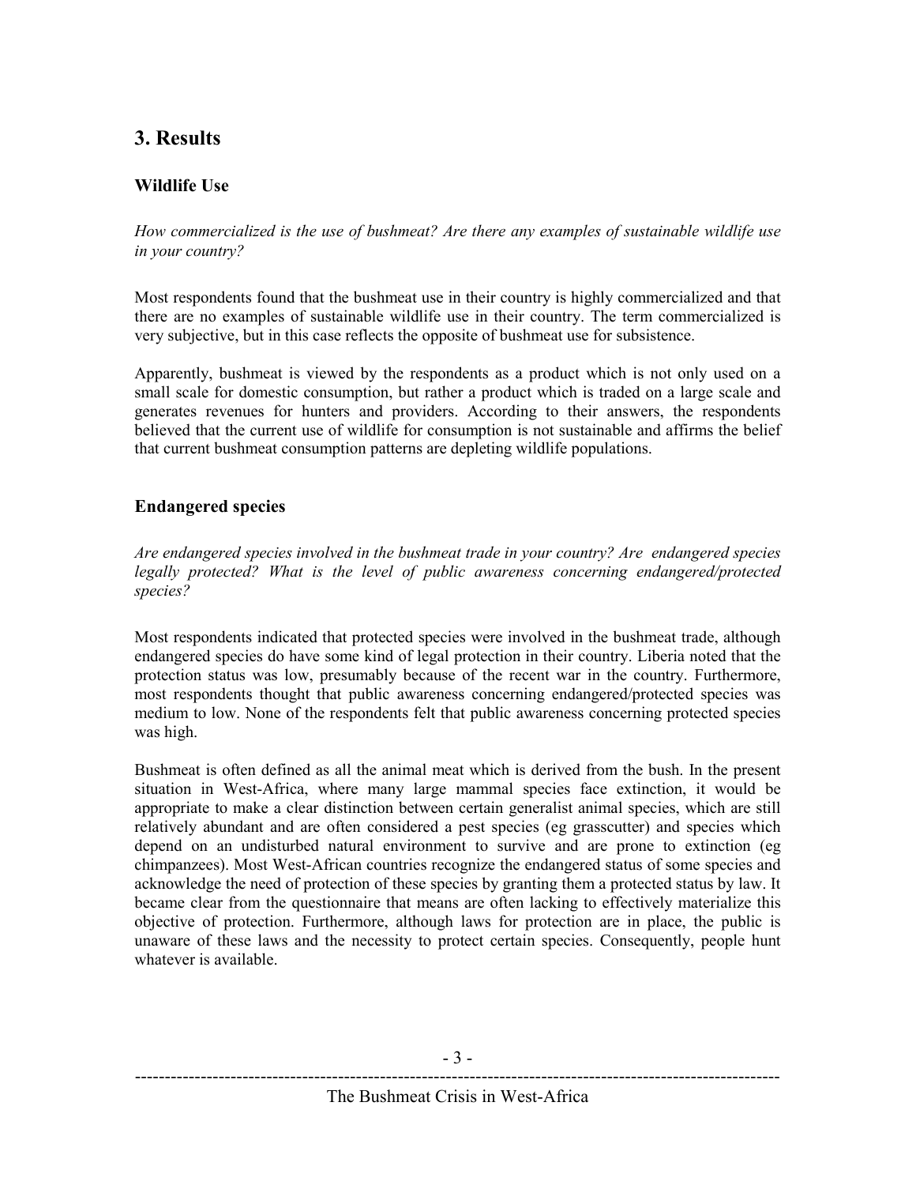## 3. Results

### Wildlife Use

*How commercialized is the use of bushmeat? Are there any examples of sustainable wildlife use in your country?*

Most respondents found that the bushmeat use in their country is highly commercialized and that there are no examples of sustainable wildlife use in their country. The term commercialized is very subjective, but in this case reflects the opposite of bushmeat use for subsistence.

Apparently, bushmeat is viewed by the respondents as a product which is not only used on a small scale for domestic consumption, but rather a product which is traded on a large scale and generates revenues for hunters and providers. According to their answers, the respondents believed that the current use of wildlife for consumption is not sustainable and affirms the belief that current bushmeat consumption patterns are depleting wildlife populations.

### Endangered species

*Are endangered species involved in the bushmeat trade in your country? Are endangered species legally protected? What is the level of public awareness concerning endangered/protected species?*

Most respondents indicated that protected species were involved in the bushmeat trade, although endangered species do have some kind of legal protection in their country. Liberia noted that the protection status was low, presumably because of the recent war in the country. Furthermore, most respondents thought that public awareness concerning endangered/protected species was medium to low. None of the respondents felt that public awareness concerning protected species was high.

Bushmeat is often defined as all the animal meat which is derived from the bush. In the present situation in West-Africa, where many large mammal species face extinction, it would be appropriate to make a clear distinction between certain generalist animal species, which are still relatively abundant and are often considered a pest species (eg grasscutter) and species which depend on an undisturbed natural environment to survive and are prone to extinction (eg chimpanzees). Most West-African countries recognize the endangered status of some species and acknowledge the need of protection of these species by granting them a protected status by law. It became clear from the questionnaire that means are often lacking to effectively materialize this objective of protection. Furthermore, although laws for protection are in place, the public is unaware of these laws and the necessity to protect certain species. Consequently, people hunt whatever is available.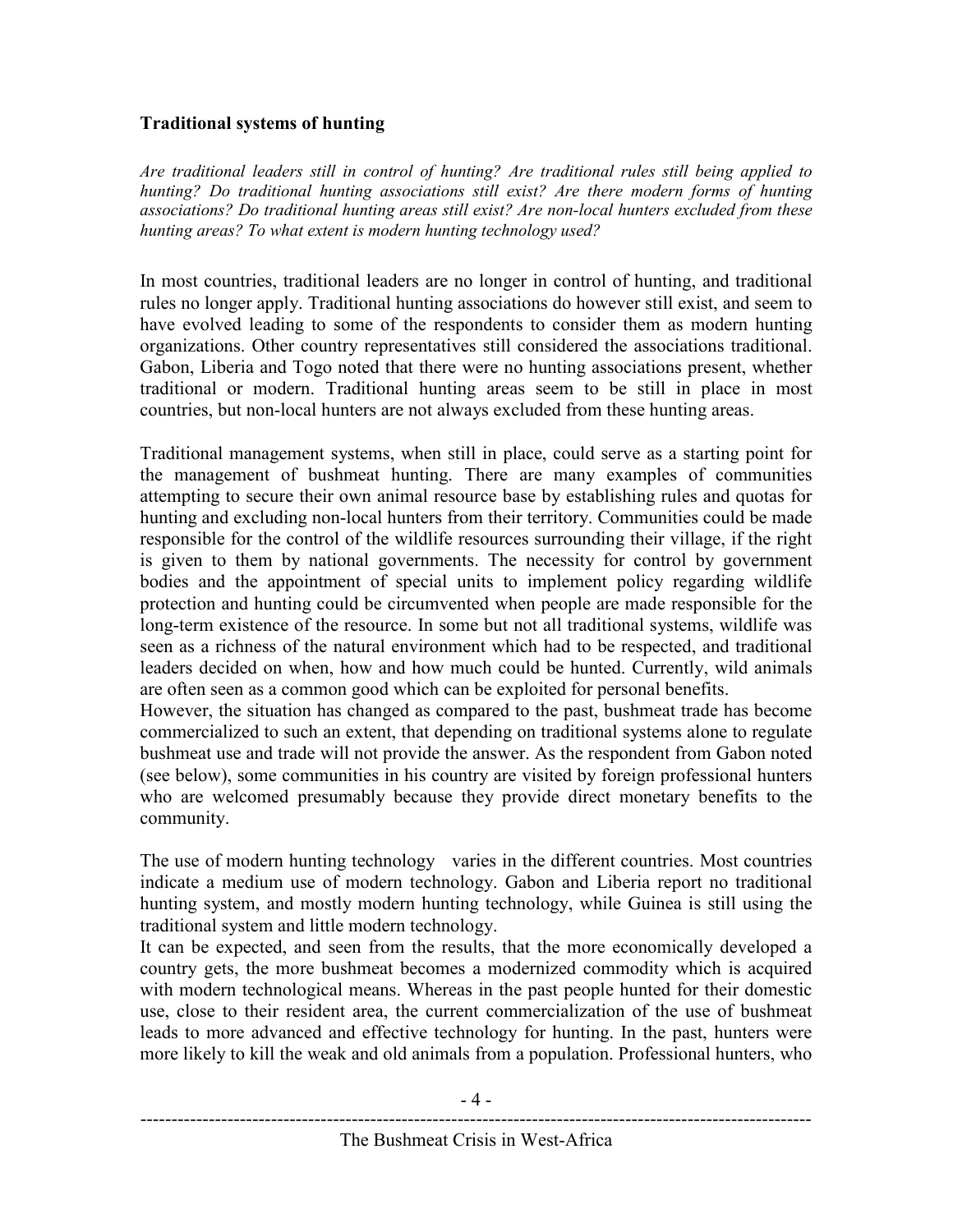## Traditional systems of hunting

*Are traditional leaders still in control of hunting? Are traditional rules still being applied to hunting? Do traditional hunting associations still exist? Are there modern forms of hunting associations? Do traditional hunting areas still exist? Are non-local hunters excluded from these hunting areas? To what extent is modern hunting technology used?*

In most countries, traditional leaders are no longer in control of hunting, and traditional rules no longer apply. Traditional hunting associations do however still exist, and seem to have evolved leading to some of the respondents to consider them as modern hunting organizations. Other country representatives still considered the associations traditional. Gabon, Liberia and Togo noted that there were no hunting associations present, whether traditional or modern. Traditional hunting areas seem to be still in place in most countries, but non-local hunters are not always excluded from these hunting areas.

Traditional management systems, when still in place, could serve as a starting point for the management of bushmeat hunting. There are many examples of communities attempting to secure their own animal resource base by establishing rules and quotas for hunting and excluding non-local hunters from their territory. Communities could be made responsible for the control of the wildlife resources surrounding their village, if the right is given to them by national governments. The necessity for control by government bodies and the appointment of special units to implement policy regarding wildlife protection and hunting could be circumvented when people are made responsible for the long-term existence of the resource. In some but not all traditional systems, wildlife was seen as a richness of the natural environment which had to be respected, and traditional leaders decided on when, how and how much could be hunted. Currently, wild animals are often seen as a common good which can be exploited for personal benefits.
However, the situation has changed as compared to the past, bushmeat trade has become commercialized to such an extent, that depending on traditional systems alone to regulate bushmeat use and trade will not provide the answer. As the respondent from Gabon noted (see below), some communities in his country are visited by foreign professional hunters who are welcomed presumably because they provide direct monetary benefits to the community.

The use of modern hunting technology varies in the different countries. Most countries indicate a medium use of modern technology. Gabon and Liberia report no traditional hunting system, and mostly modern hunting technology, while Guinea is still using the traditional system and little modern technology.
It can be expected, and seen from the results, that the more economically developed a country gets, the more bushmeat becomes a modernized commodity which is acquired with modern technological means. Whereas in the past people hunted for their domestic use, close to their resident area, the current commercialization of the use of bushmeat leads to more advanced and effective technology for hunting. In the past, hunters were more likely to kill the weak and old animals from a population. Professional hunters, who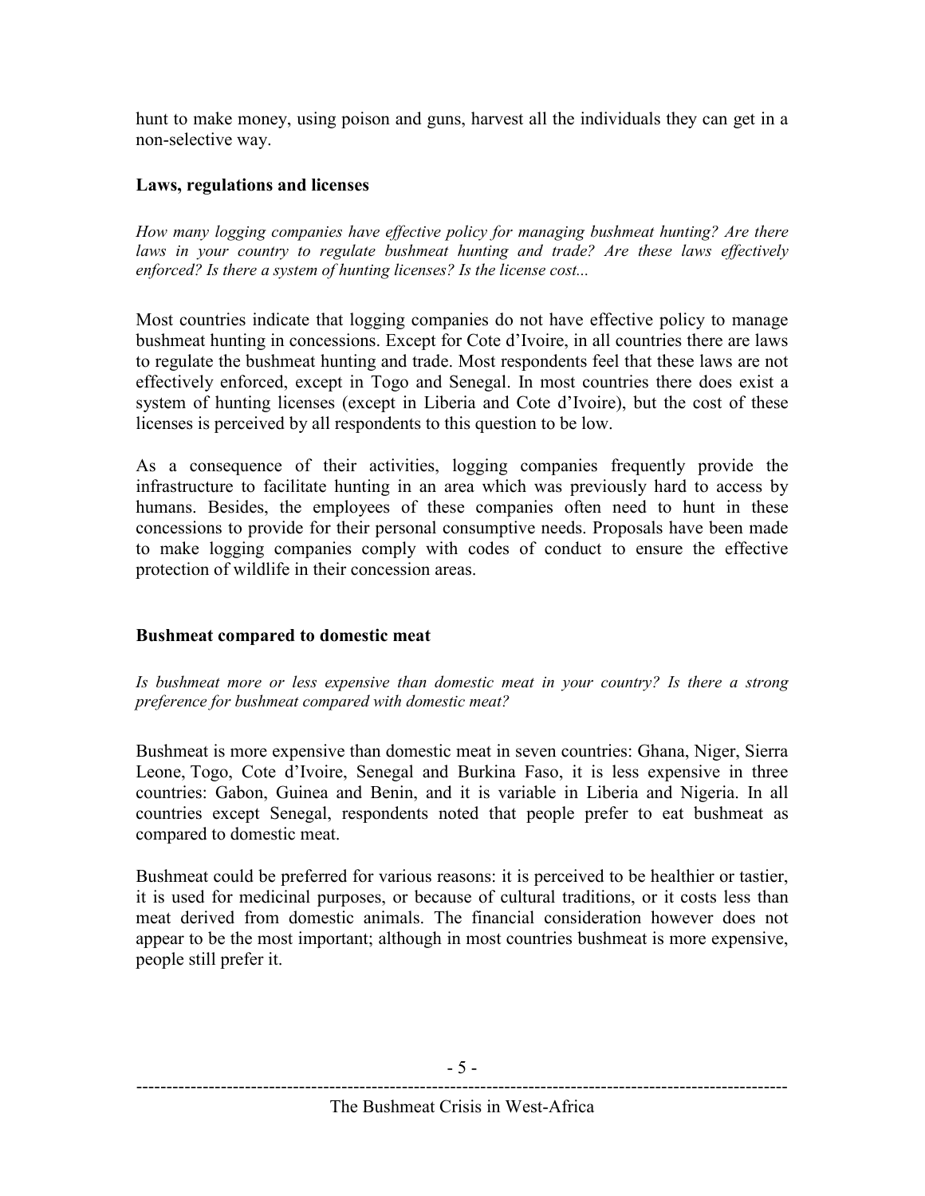hunt to make money, using poison and guns, harvest all the individuals they can get in a non-selective way.

### Laws, regulations and licenses

*How many logging companies have effective policy for managing bushmeat hunting? Are there laws in your country to regulate bushmeat hunting and trade? Are these laws effectively enforced? Is there a system of hunting licenses? Is the license cost...*

Most countries indicate that logging companies do not have effective policy to manage bushmeat hunting in concessions. Except for Cote d'Ivoire, in all countries there are laws to regulate the bushmeat hunting and trade. Most respondents feel that these laws are not effectively enforced, except in Togo and Senegal. In most countries there does exist a system of hunting licenses (except in Liberia and Cote d'Ivoire), but the cost of these licenses is perceived by all respondents to this question to be low.

As a consequence of their activities, logging companies frequently provide the infrastructure to facilitate hunting in an area which was previously hard to access by humans. Besides, the employees of these companies often need to hunt in these concessions to provide for their personal consumptive needs. Proposals have been made to make logging companies comply with codes of conduct to ensure the effective protection of wildlife in their concession areas.

### Bushmeat compared to domestic meat

*Is bushmeat more or less expensive than domestic meat in your country? Is there a strong preference for bushmeat compared with domestic meat?*

Bushmeat is more expensive than domestic meat in seven countries: Ghana, Niger, Sierra Leone, Togo, Cote d'Ivoire, Senegal and Burkina Faso, it is less expensive in three countries: Gabon, Guinea and Benin, and it is variable in Liberia and Nigeria. In all countries except Senegal, respondents noted that people prefer to eat bushmeat as compared to domestic meat.

Bushmeat could be preferred for various reasons: it is perceived to be healthier or tastier, it is used for medicinal purposes, or because of cultural traditions, or it costs less than meat derived from domestic animals. The financial consideration however does not appear to be the most important; although in most countries bushmeat is more expensive, people still prefer it.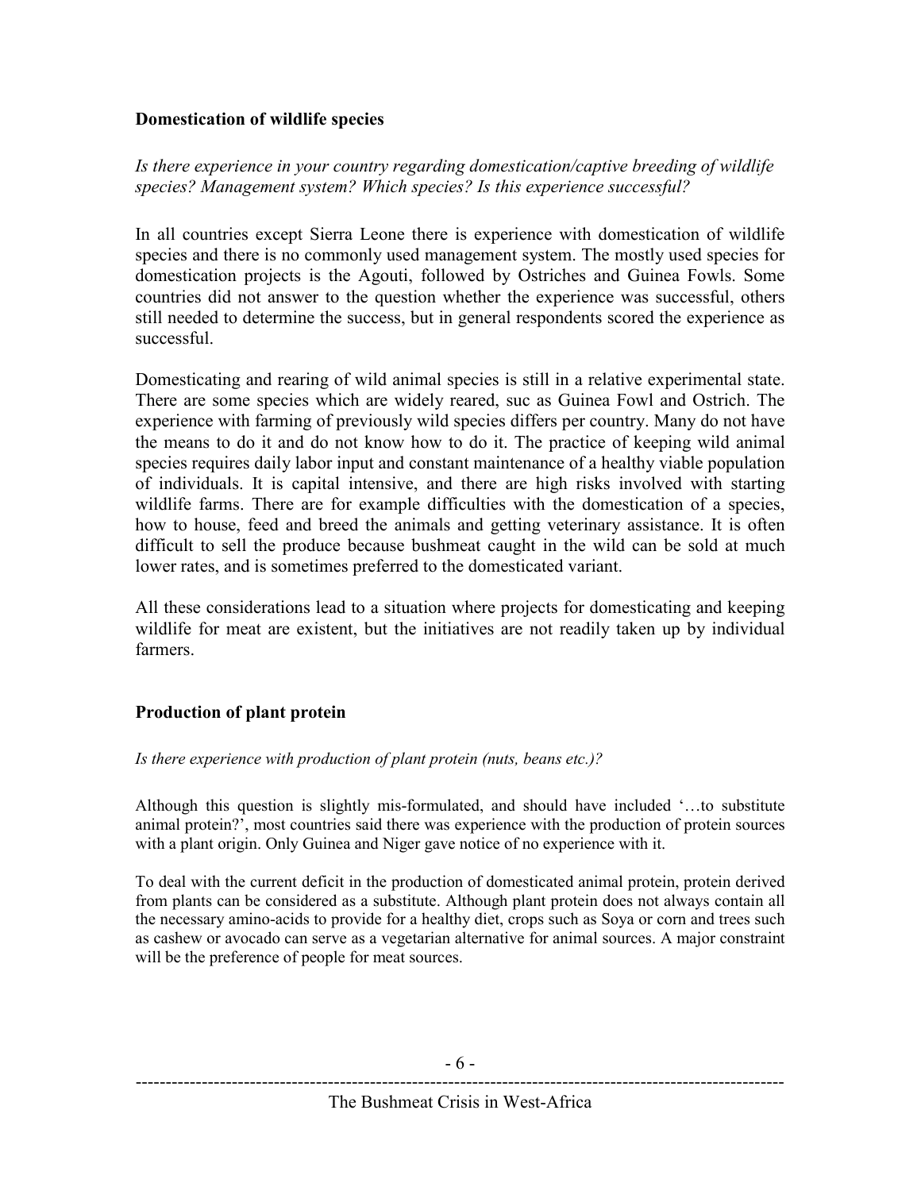## Domestication of wildlife species

*Is there experience in your country regarding domestication/captive breeding of wildlife species? Management system? Which species? Is this experience successful?*

In all countries except Sierra Leone there is experience with domestication of wildlife species and there is no commonly used management system. The mostly used species for domestication projects is the Agouti, followed by Ostriches and Guinea Fowls. Some countries did not answer to the question whether the experience was successful, others still needed to determine the success, but in general respondents scored the experience as successful.

Domesticating and rearing of wild animal species is still in a relative experimental state. There are some species which are widely reared, suc as Guinea Fowl and Ostrich. The experience with farming of previously wild species differs per country. Many do not have the means to do it and do not know how to do it. The practice of keeping wild animal species requires daily labor input and constant maintenance of a healthy viable population of individuals. It is capital intensive, and there are high risks involved with starting wildlife farms. There are for example difficulties with the domestication of a species, how to house, feed and breed the animals and getting veterinary assistance. It is often difficult to sell the produce because bushmeat caught in the wild can be sold at much lower rates, and is sometimes preferred to the domesticated variant.

All these considerations lead to a situation where projects for domesticating and keeping wildlife for meat are existent, but the initiatives are not readily taken up by individual farmers.

## Production of plant protein

*Is there experience with production of plant protein (nuts, beans etc.)?*

Although this question is slightly mis-formulated, and should have included '…to substitute animal protein?', most countries said there was experience with the production of protein sources with a plant origin. Only Guinea and Niger gave notice of no experience with it.

To deal with the current deficit in the production of domesticated animal protein, protein derived from plants can be considered as a substitute. Although plant protein does not always contain all the necessary amino-acids to provide for a healthy diet, crops such as Soya or corn and trees such as cashew or avocado can serve as a vegetarian alternative for animal sources. A major constraint will be the preference of people for meat sources.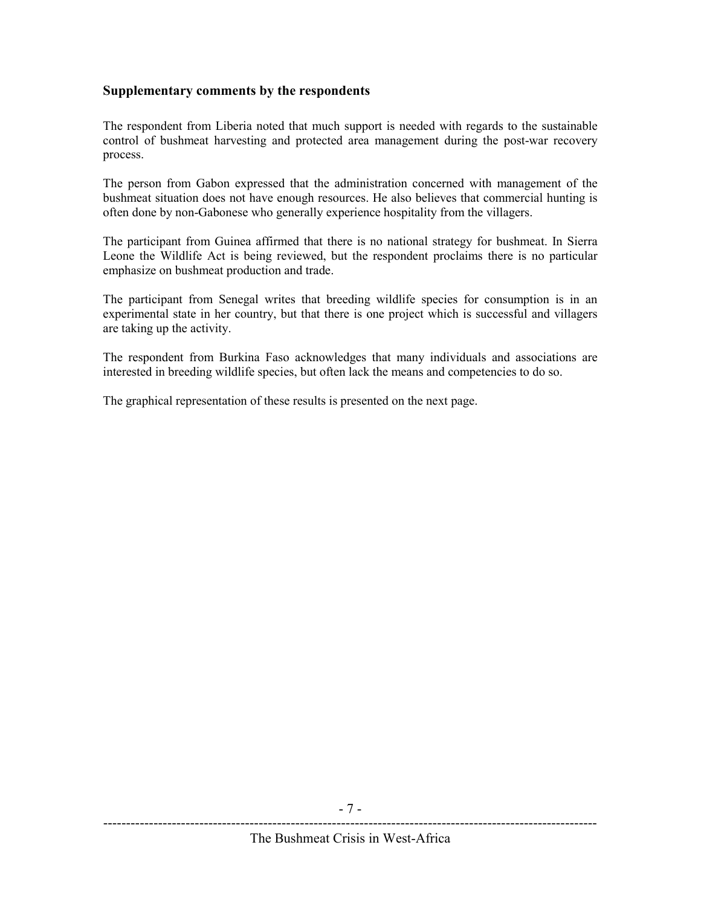## Supplementary comments by the respondents

The respondent from Liberia noted that much support is needed with regards to the sustainable control of bushmeat harvesting and protected area management during the post-war recovery process.

The person from Gabon expressed that the administration concerned with management of the bushmeat situation does not have enough resources. He also believes that commercial hunting is often done by non-Gabonese who generally experience hospitality from the villagers.

The participant from Guinea affirmed that there is no national strategy for bushmeat. In Sierra Leone the Wildlife Act is being reviewed, but the respondent proclaims there is no particular emphasize on bushmeat production and trade.

The participant from Senegal writes that breeding wildlife species for consumption is in an experimental state in her country, but that there is one project which is successful and villagers are taking up the activity.

The respondent from Burkina Faso acknowledges that many individuals and associations are interested in breeding wildlife species, but often lack the means and competencies to do so.

The graphical representation of these results is presented on the next page.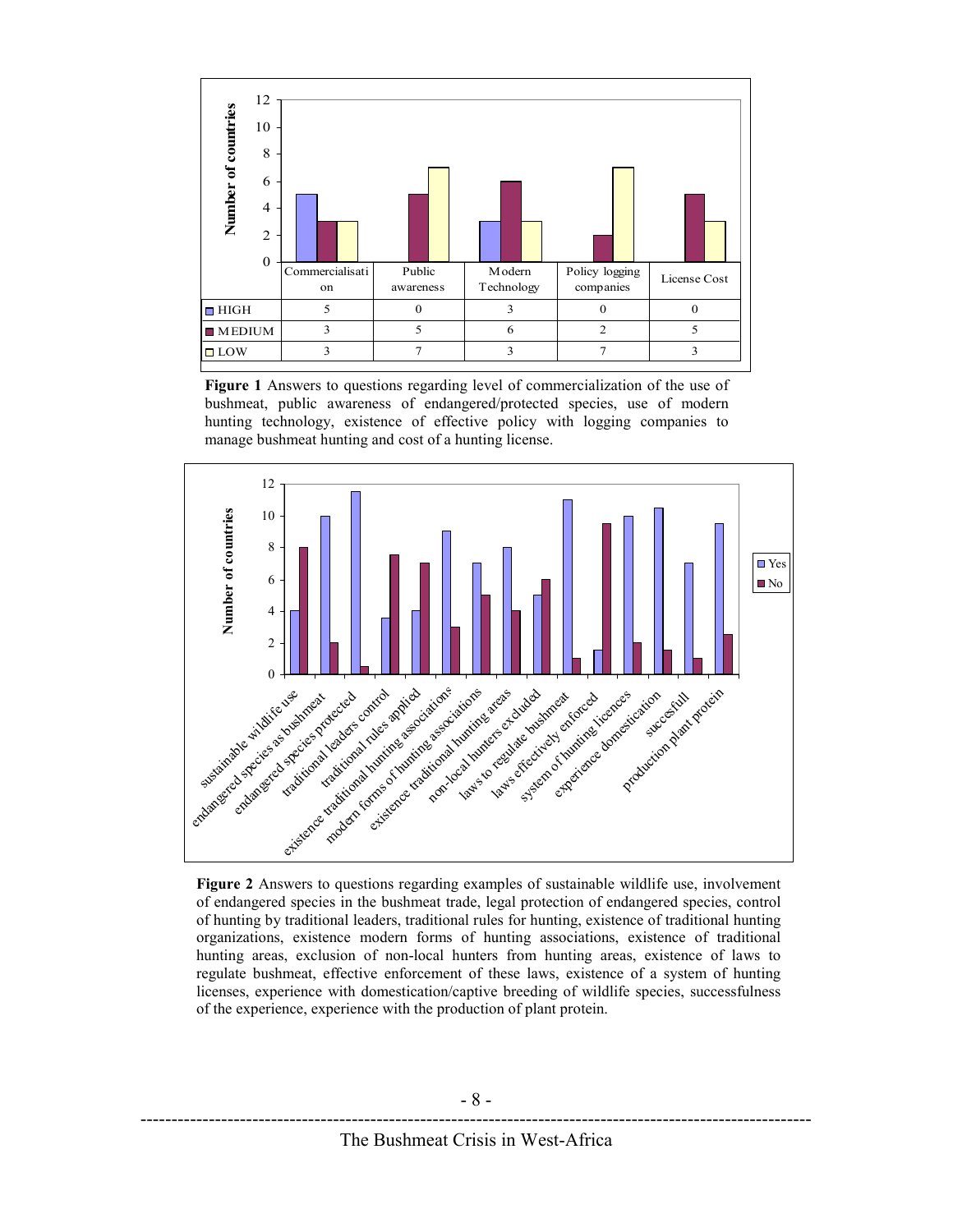|  | Commercialisation | Public awareness | Modern Technology | Policy logging companies | License Cost |
|---|---|---|---|---|---|
| HIGH | 5 | 0 | 3 | 0 | 0 |
| MEDIUM | 3 | 5 | 6 | 2 | 5 |
| LOW | 3 | 7 | 3 | 7 | 3 |

**Figure 1** Answers to questions regarding level of commercialization of the use of bushmeat, public awareness of endangered/protected species, use of modern hunting technology, existence of effective policy with logging companies to manage bushmeat hunting and cost of a hunting license.

**Figure 2** Answers to questions regarding examples of sustainable wildlife use, involvement of endangered species in the bushmeat trade, legal protection of endangered species, control of hunting by traditional leaders, traditional rules for hunting, existence of traditional hunting organizations, existence modern forms of hunting associations, existence of traditional hunting areas, exclusion of non-local hunters from hunting areas, existence of laws to regulate bushmeat, effective enforcement of these laws, existence of a system of hunting licenses, experience with domestication/captive breeding of wildlife species, successfulness of the experience, experience with the production of plant protein.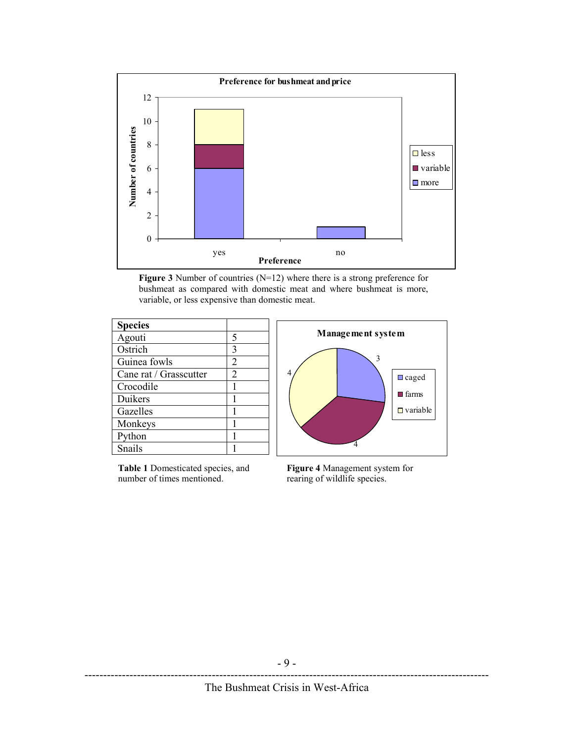**Figure 3** Number of countries (N=12) where there is a strong preference for bushmeat as compared with domestic meat and where bushmeat is more, variable, or less expensive than domestic meat.

| Species | |
|---|---|
| Agouti | 5 |
| Ostrich | 3 |
| Guinea fowls | 2 |
| Cane rat / Grasscutter | 2 |
| Crocodile | 1 |
| Duikers | 1 |
| Gazelles | 1 |
| Monkeys | 1 |
| Python | 1 |
| Snails | 1 |

**Table 1** Domesticated species, and number of times mentioned.

**Figure 4** Management system for rearing of wildlife species.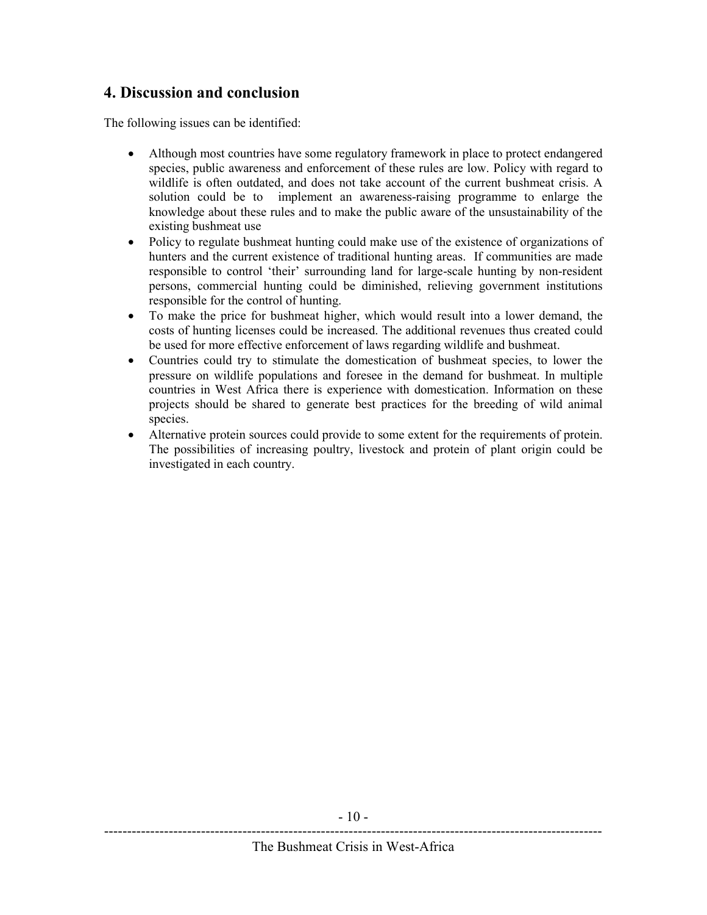## 4. Discussion and conclusion

The following issues can be identified:

- Although most countries have some regulatory framework in place to protect endangered species, public awareness and enforcement of these rules are low. Policy with regard to wildlife is often outdated, and does not take account of the current bushmeat crisis. A solution could be to implement an awareness-raising programme to enlarge the knowledge about these rules and to make the public aware of the unsustainability of the existing bushmeat use
- Policy to regulate bushmeat hunting could make use of the existence of organizations of hunters and the current existence of traditional hunting areas. If communities are made responsible to control 'their' surrounding land for large-scale hunting by non-resident persons, commercial hunting could be diminished, relieving government institutions responsible for the control of hunting.
- To make the price for bushmeat higher, which would result into a lower demand, the costs of hunting licenses could be increased. The additional revenues thus created could be used for more effective enforcement of laws regarding wildlife and bushmeat.
- Countries could try to stimulate the domestication of bushmeat species, to lower the pressure on wildlife populations and foresee in the demand for bushmeat. In multiple countries in West Africa there is experience with domestication. Information on these projects should be shared to generate best practices for the breeding of wild animal species.
- Alternative protein sources could provide to some extent for the requirements of protein. The possibilities of increasing poultry, livestock and protein of plant origin could be investigated in each country.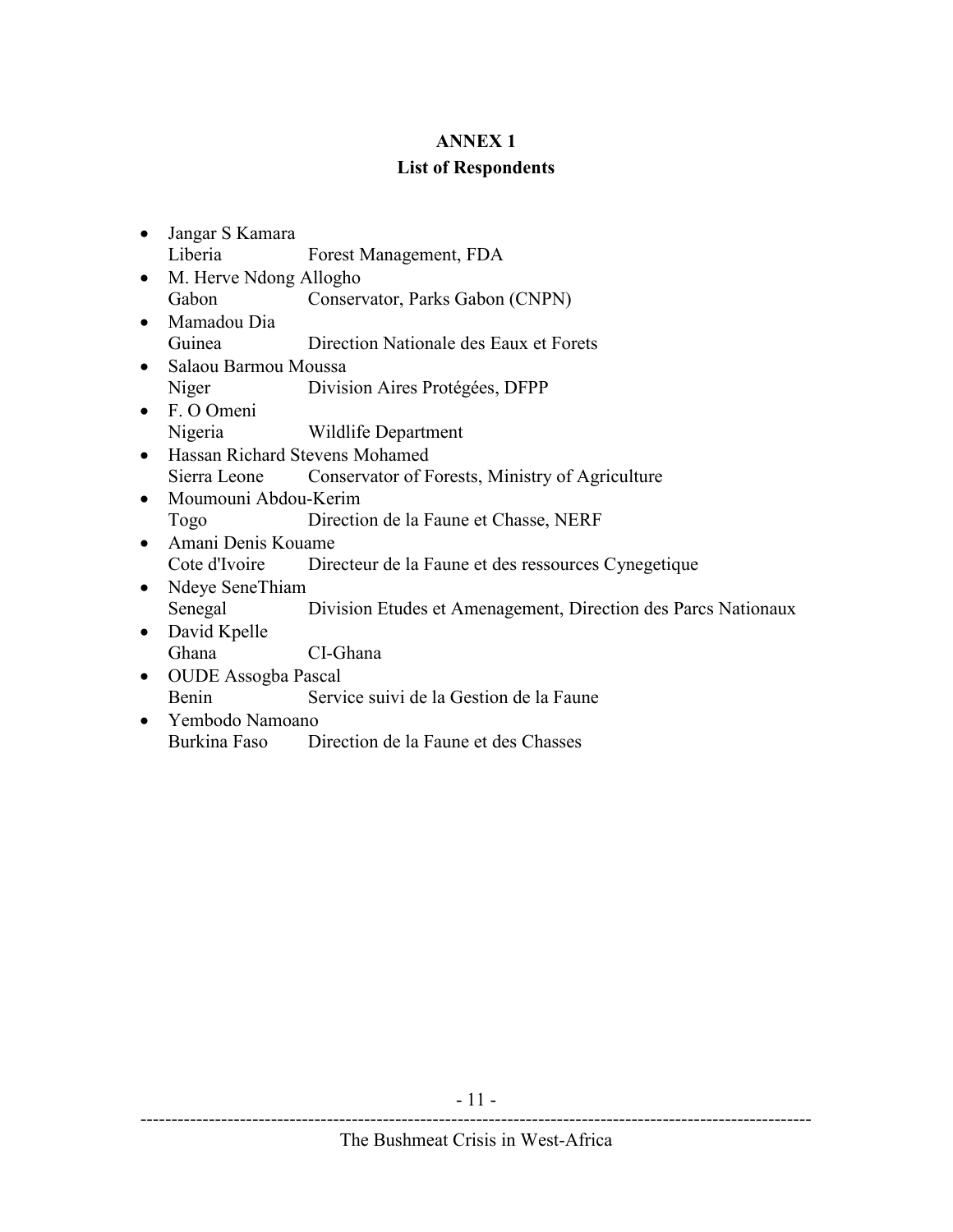# ANNEX 1

## List of Respondents

- Jangar S Kamara
  Liberia Forest Management, FDA
- M. Herve Ndong Allogho
  Gabon Conservator, Parks Gabon (CNPN)
- Mamadou Dia
  Guinea Direction Nationale des Eaux et Forets
- Salaou Barmou Moussa
  Niger Division Aires Protégées, DFPP
- F. O Omeni
  Nigeria Wildlife Department
- Hassan Richard Stevens Mohamed
  Sierra Leone Conservator of Forests, Ministry of Agriculture
- Moumouni Abdou-Kerim
  Togo Direction de la Faune et Chasse, NERF
- Amani Denis Kouame
  Cote d'Ivoire Directeur de la Faune et des ressources Cynegetique
- Ndeye SeneThiam
  Senegal Division Etudes et Amenagement, Direction des Parcs Nationaux
- David Kpelle
  Ghana CI-Ghana
- OUDE Assogba Pascal
  Benin Service suivi de la Gestion de la Faune
- Yembodo Namoano
  Burkina Faso Direction de la Faune et des Chasses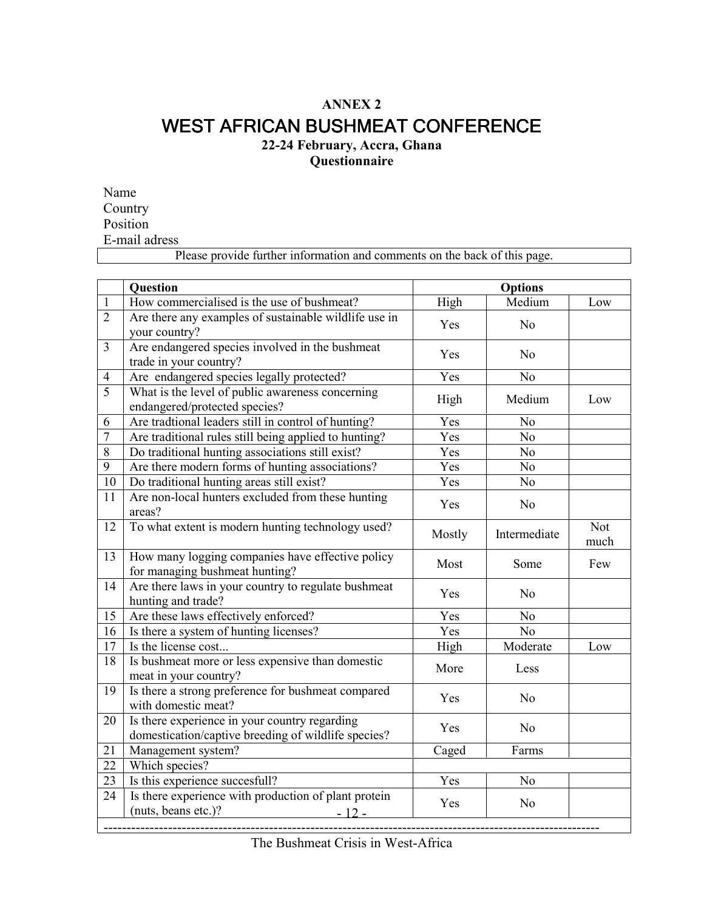**ANNEX 2**

# WEST AFRICAN BUSHMEAT CONFERENCE

**22-24 February, Accra, Ghana**

**Questionnaire**

Name
Country
Position
E-mail adress

Please provide further information and comments on the back of this page.

| | Question | Options | | |
|---|---|---|---|---|
| 1 | How commercialised is the use of bushmeat? | High | Medium | Low |
| 2 | Are there any examples of sustainable wildlife use in your country? | Yes | No | |
| 3 | Are endangered species involved in the bushmeat trade in your country? | Yes | No | |
| 4 | Are endangered species legally protected? | Yes | No | |
| 5 | What is the level of public awareness concerning endangered/protected species? | High | Medium | Low |
| 6 | Are tradtional leaders still in control of hunting? | Yes | No | |
| 7 | Are traditional rules still being applied to hunting? | Yes | No | |
| 8 | Do traditional hunting associations still exist? | Yes | No | |
| 9 | Are there modern forms of hunting associations? | Yes | No | |
| 10 | Do traditional hunting areas still exist? | Yes | No | |
| 11 | Are non-local hunters excluded from these hunting areas? | Yes | No | |
| 12 | To what extent is modern hunting technology used? | Mostly | Intermediate | Not much |
| 13 | How many logging companies have effective policy for managing bushmeat hunting? | Most | Some | Few |
| 14 | Are there laws in your country to regulate bushmeat hunting and trade? | Yes | No | |
| 15 | Are these laws effectively enforced? | Yes | No | |
| 16 | Is there a system of hunting licenses? | Yes | No | |
| 17 | Is the license cost... | High | Moderate | Low |
| 18 | Is bushmeat more or less expensive than domestic meat in your country? | More | Less | |
| 19 | Is there a strong preference for bushmeat compared with domestic meat? | Yes | No | |
| 20 | Is there experience in your country regarding domestication/captive breeding of wildlife species? | Yes | No | |
| 21 | Management system? | Caged | Farms | |
| 22 | Which species? | | | |
| 23 | Is this experience succesfull? | Yes | No | |
| 24 | Is there experience with production of plant protein (nuts, beans etc.)? | Yes | No | |